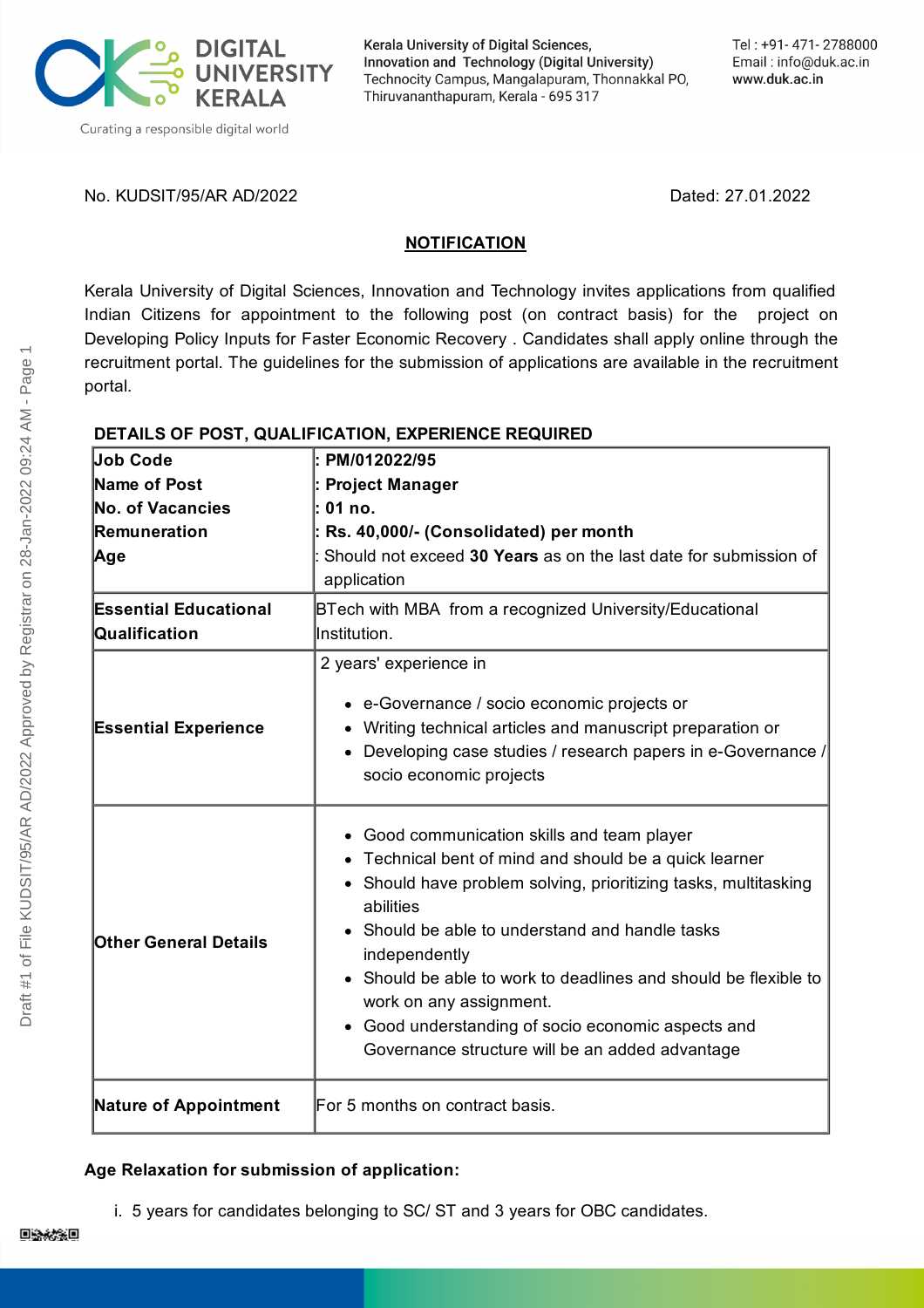DIGITAL UNIVERSITY KERALA

Curating a responsible digital world

Kerala University of Digital Sciences, Innovation and Technology (Digital University)
Technocity Campus, Mangalapuram, Thonnakkal PO,
Thiruvananthapuram, Kerala - 695 317

Tel : +91- 471- 2788000
Email : info@duk.ac.in
www.duk.ac.in

No. KUDSIT/95/AR AD/2022 Dated: 27.01.2022

## NOTIFICATION

Kerala University of Digital Sciences, Innovation and Technology invites applications from qualified Indian Citizens for appointment to the following post (on contract basis) for the project on Developing Policy Inputs for Faster Economic Recovery . Candidates shall apply online through the recruitment portal. The guidelines for the submission of applications are available in the recruitment portal.

### DETAILS OF POST, QUALIFICATION, EXPERIENCE REQUIRED

| | |
|---|---|
| **Job Code** | **: PM/012022/95** |
| **Name of Post** | **: Project Manager** |
| **No. of Vacancies** | **: 01 no.** |
| **Remuneration** | **: Rs. 40,000/- (Consolidated) per month** |
| **Age** | : Should not exceed **30 Years** as on the last date for submission of application |
| **Essential Educational Qualification** | BTech with MBA from a recognized University/Educational Institution. |
| **Essential Experience** | 2 years' experience in<br>• e-Governance / socio economic projects or<br>• Writing technical articles and manuscript preparation or<br>• Developing case studies / research papers in e-Governance / socio economic projects |
| **Other General Details** | • Good communication skills and team player<br>• Technical bent of mind and should be a quick learner<br>• Should have problem solving, prioritizing tasks, multitasking abilities<br>• Should be able to understand and handle tasks independently<br>• Should be able to work to deadlines and should be flexible to work on any assignment.<br>• Good understanding of socio economic aspects and Governance structure will be an added advantage |
| **Nature of Appointment** | For 5 months on contract basis. |

**Age Relaxation for submission of application:**

i. 5 years for candidates belonging to SC/ ST and 3 years for OBC candidates.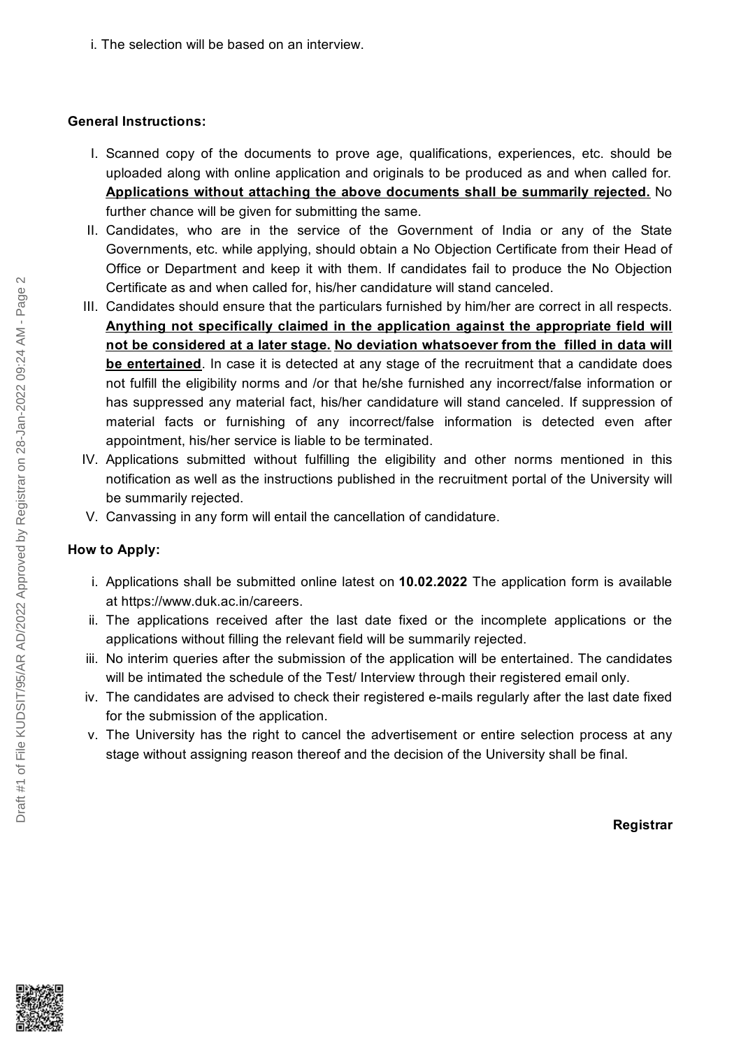i. The selection will be based on an interview.

**General Instructions:**

I. Scanned copy of the documents to prove age, qualifications, experiences, etc. should be uploaded along with online application and originals to be produced as and when called for. **Applications without attaching the above documents shall be summarily rejected.** No further chance will be given for submitting the same.

II. Candidates, who are in the service of the Government of India or any of the State Governments, etc. while applying, should obtain a No Objection Certificate from their Head of Office or Department and keep it with them. If candidates fail to produce the No Objection Certificate as and when called for, his/her candidature will stand canceled.

III. Candidates should ensure that the particulars furnished by him/her are correct in all respects. **Anything not specifically claimed in the application against the appropriate field will not be considered at a later stage. No deviation whatsoever from the filled in data will be entertained**. In case it is detected at any stage of the recruitment that a candidate does not fulfill the eligibility norms and /or that he/she furnished any incorrect/false information or has suppressed any material fact, his/her candidature will stand canceled. If suppression of material facts or furnishing of any incorrect/false information is detected even after appointment, his/her service is liable to be terminated.

IV. Applications submitted without fulfilling the eligibility and other norms mentioned in this notification as well as the instructions published in the recruitment portal of the University will be summarily rejected.

V. Canvassing in any form will entail the cancellation of candidature.

**How to Apply:**

i. Applications shall be submitted online latest on **10.02.2022** The application form is available at https://www.duk.ac.in/careers.

ii. The applications received after the last date fixed or the incomplete applications or the applications without filling the relevant field will be summarily rejected.

iii. No interim queries after the submission of the application will be entertained. The candidates will be intimated the schedule of the Test/ Interview through their registered email only.

iv. The candidates are advised to check their registered e-mails regularly after the last date fixed for the submission of the application.

v. The University has the right to cancel the advertisement or entire selection process at any stage without assigning reason thereof and the decision of the University shall be final.

**Registrar**